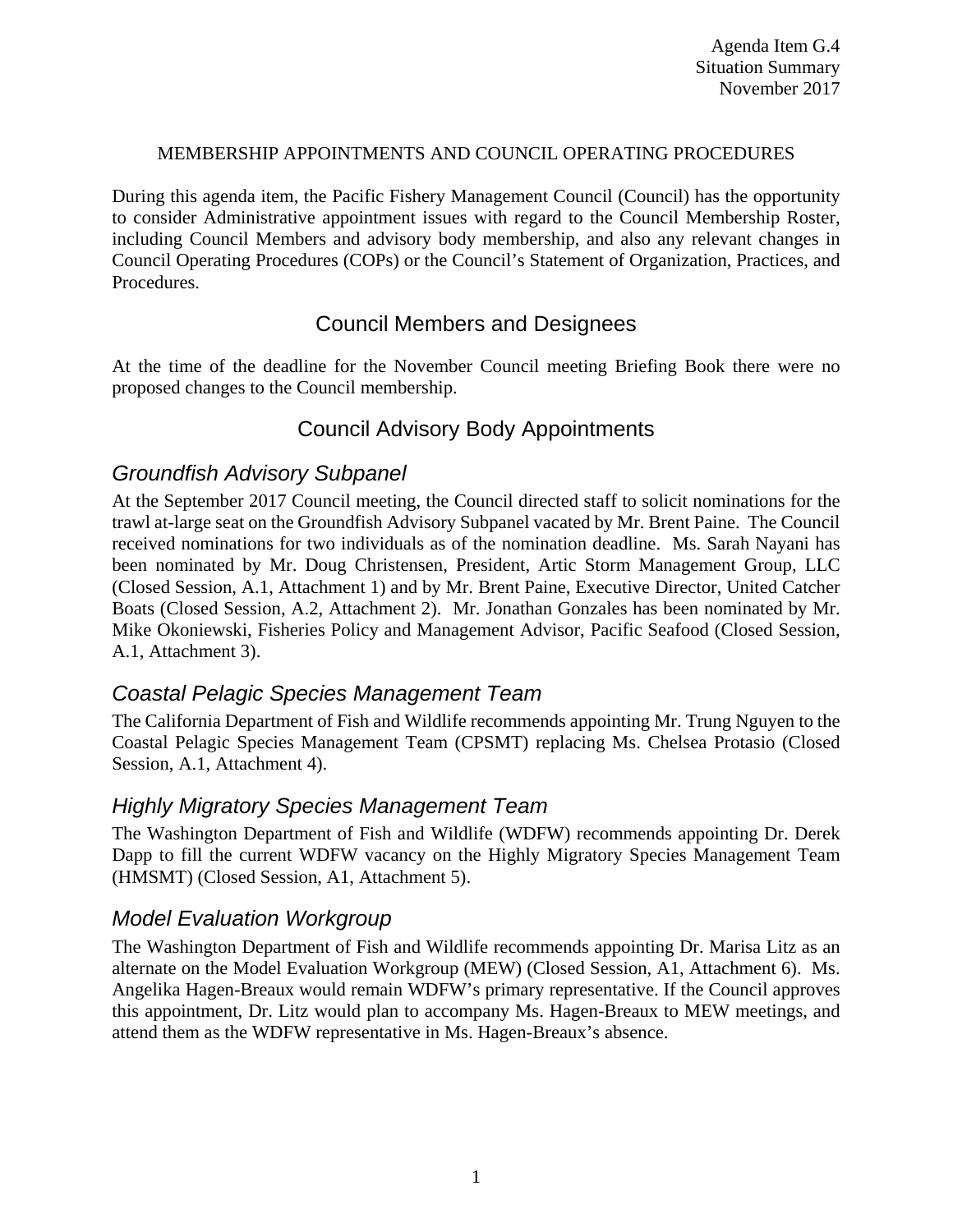Agenda Item G.4
Situation Summary
November 2017

MEMBERSHIP APPOINTMENTS AND COUNCIL OPERATING PROCEDURES

During this agenda item, the Pacific Fishery Management Council (Council) has the opportunity to consider Administrative appointment issues with regard to the Council Membership Roster, including Council Members and advisory body membership, and also any relevant changes in Council Operating Procedures (COPs) or the Council's Statement of Organization, Practices, and Procedures.

## Council Members and Designees

At the time of the deadline for the November Council meeting Briefing Book there were no proposed changes to the Council membership.

## Council Advisory Body Appointments

### *Groundfish Advisory Subpanel*

At the September 2017 Council meeting, the Council directed staff to solicit nominations for the trawl at-large seat on the Groundfish Advisory Subpanel vacated by Mr. Brent Paine. The Council received nominations for two individuals as of the nomination deadline. Ms. Sarah Nayani has been nominated by Mr. Doug Christensen, President, Artic Storm Management Group, LLC (Closed Session, A.1, Attachment 1) and by Mr. Brent Paine, Executive Director, United Catcher Boats (Closed Session, A.2, Attachment 2). Mr. Jonathan Gonzales has been nominated by Mr. Mike Okoniewski, Fisheries Policy and Management Advisor, Pacific Seafood (Closed Session, A.1, Attachment 3).

### *Coastal Pelagic Species Management Team*

The California Department of Fish and Wildlife recommends appointing Mr. Trung Nguyen to the Coastal Pelagic Species Management Team (CPSMT) replacing Ms. Chelsea Protasio (Closed Session, A.1, Attachment 4).

### *Highly Migratory Species Management Team*

The Washington Department of Fish and Wildlife (WDFW) recommends appointing Dr. Derek Dapp to fill the current WDFW vacancy on the Highly Migratory Species Management Team (HMSMT) (Closed Session, A1, Attachment 5).

### *Model Evaluation Workgroup*

The Washington Department of Fish and Wildlife recommends appointing Dr. Marisa Litz as an alternate on the Model Evaluation Workgroup (MEW) (Closed Session, A1, Attachment 6). Ms. Angelika Hagen-Breaux would remain WDFW's primary representative. If the Council approves this appointment, Dr. Litz would plan to accompany Ms. Hagen-Breaux to MEW meetings, and attend them as the WDFW representative in Ms. Hagen-Breaux's absence.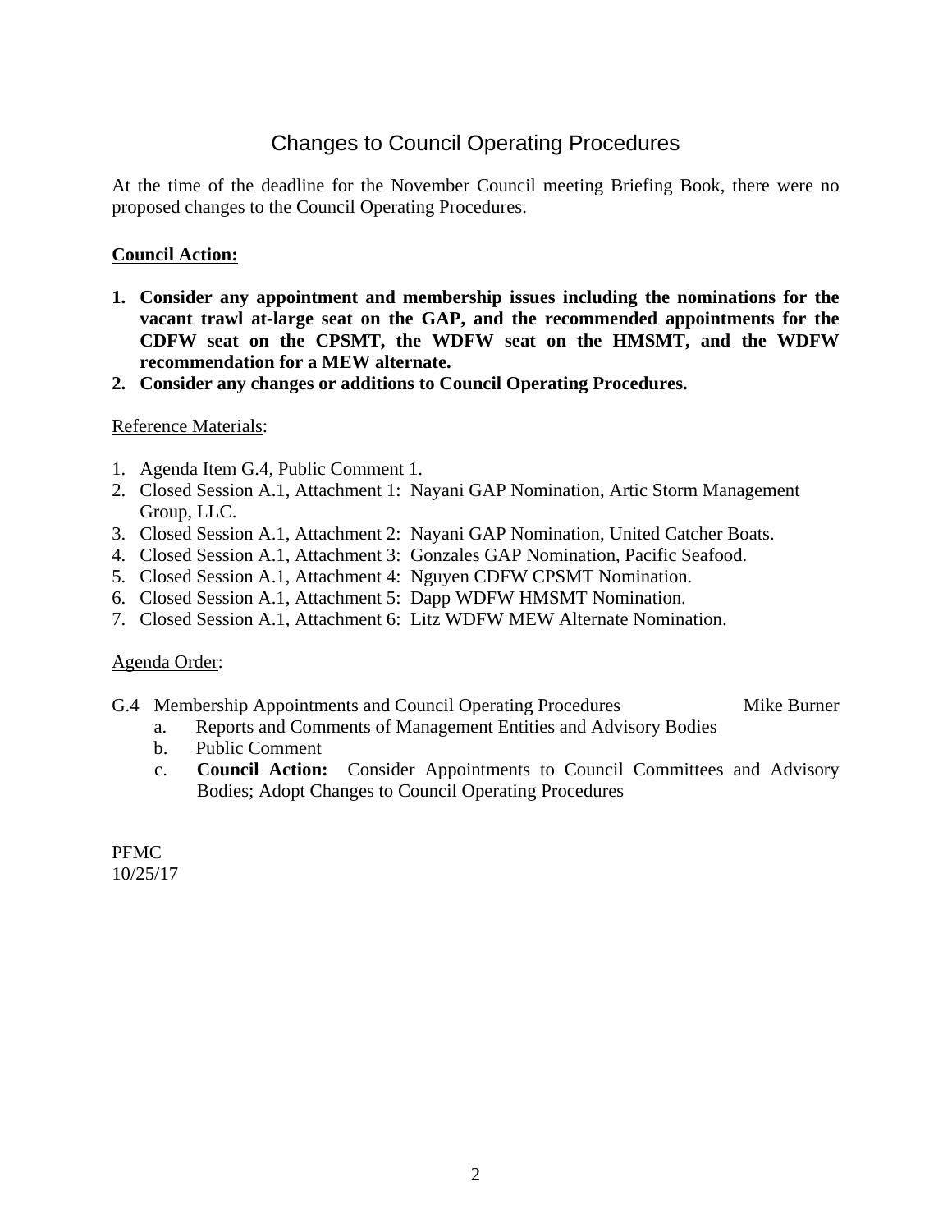## Changes to Council Operating Procedures

At the time of the deadline for the November Council meeting Briefing Book, there were no proposed changes to the Council Operating Procedures.

**Council Action:**

1. **Consider any appointment and membership issues including the nominations for the vacant trawl at-large seat on the GAP, and the recommended appointments for the CDFW seat on the CPSMT, the WDFW seat on the HMSMT, and the WDFW recommendation for a MEW alternate.**
2. **Consider any changes or additions to Council Operating Procedures.**

Reference Materials:

1. Agenda Item G.4, Public Comment 1.
2. Closed Session A.1, Attachment 1: Nayani GAP Nomination, Artic Storm Management Group, LLC.
3. Closed Session A.1, Attachment 2: Nayani GAP Nomination, United Catcher Boats.
4. Closed Session A.1, Attachment 3: Gonzales GAP Nomination, Pacific Seafood.
5. Closed Session A.1, Attachment 4: Nguyen CDFW CPSMT Nomination.
6. Closed Session A.1, Attachment 5: Dapp WDFW HMSMT Nomination.
7. Closed Session A.1, Attachment 6: Litz WDFW MEW Alternate Nomination.

Agenda Order:

G.4 Membership Appointments and Council Operating Procedures — Mike Burner

a. Reports and Comments of Management Entities and Advisory Bodies
b. Public Comment
c. **Council Action:** Consider Appointments to Council Committees and Advisory Bodies; Adopt Changes to Council Operating Procedures

PFMC
10/25/17